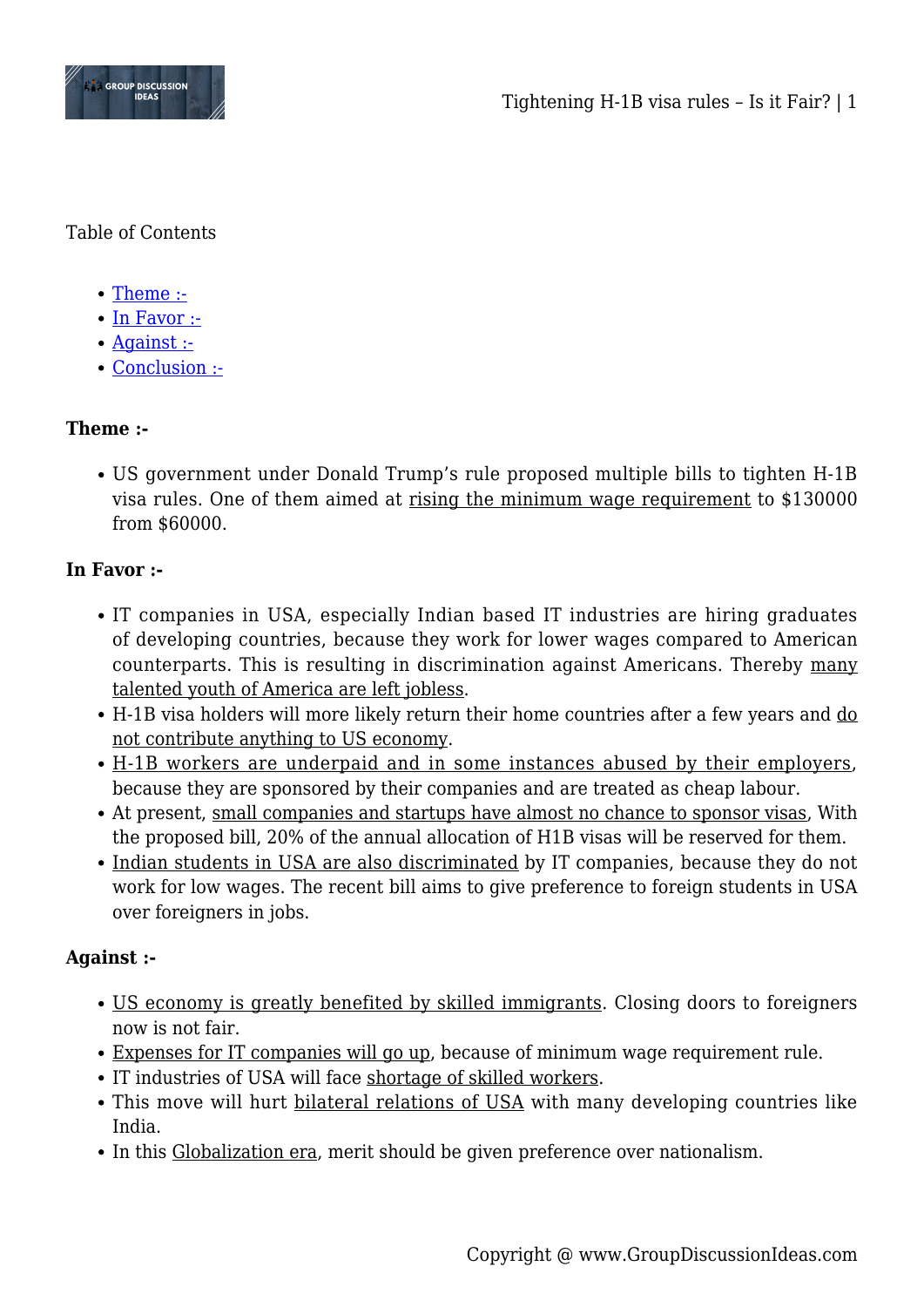Table of Contents

- Theme :-
- In Favor :-
- Against :-
- Conclusion :-

**Theme :-**

- US government under Donald Trump's rule proposed multiple bills to tighten H-1B visa rules. One of them aimed at rising the minimum wage requirement to $130000 from $60000.

**In Favor :-**

- IT companies in USA, especially Indian based IT industries are hiring graduates of developing countries, because they work for lower wages compared to American counterparts. This is resulting in discrimination against Americans. Thereby many talented youth of America are left jobless.
- H-1B visa holders will more likely return their home countries after a few years and do not contribute anything to US economy.
- H-1B workers are underpaid and in some instances abused by their employers, because they are sponsored by their companies and are treated as cheap labour.
- At present, small companies and startups have almost no chance to sponsor visas, With the proposed bill, 20% of the annual allocation of H1B visas will be reserved for them.
- Indian students in USA are also discriminated by IT companies, because they do not work for low wages. The recent bill aims to give preference to foreign students in USA over foreigners in jobs.

**Against :-**

- US economy is greatly benefited by skilled immigrants. Closing doors to foreigners now is not fair.
- Expenses for IT companies will go up, because of minimum wage requirement rule.
- IT industries of USA will face shortage of skilled workers.
- This move will hurt bilateral relations of USA with many developing countries like India.
- In this Globalization era, merit should be given preference over nationalism.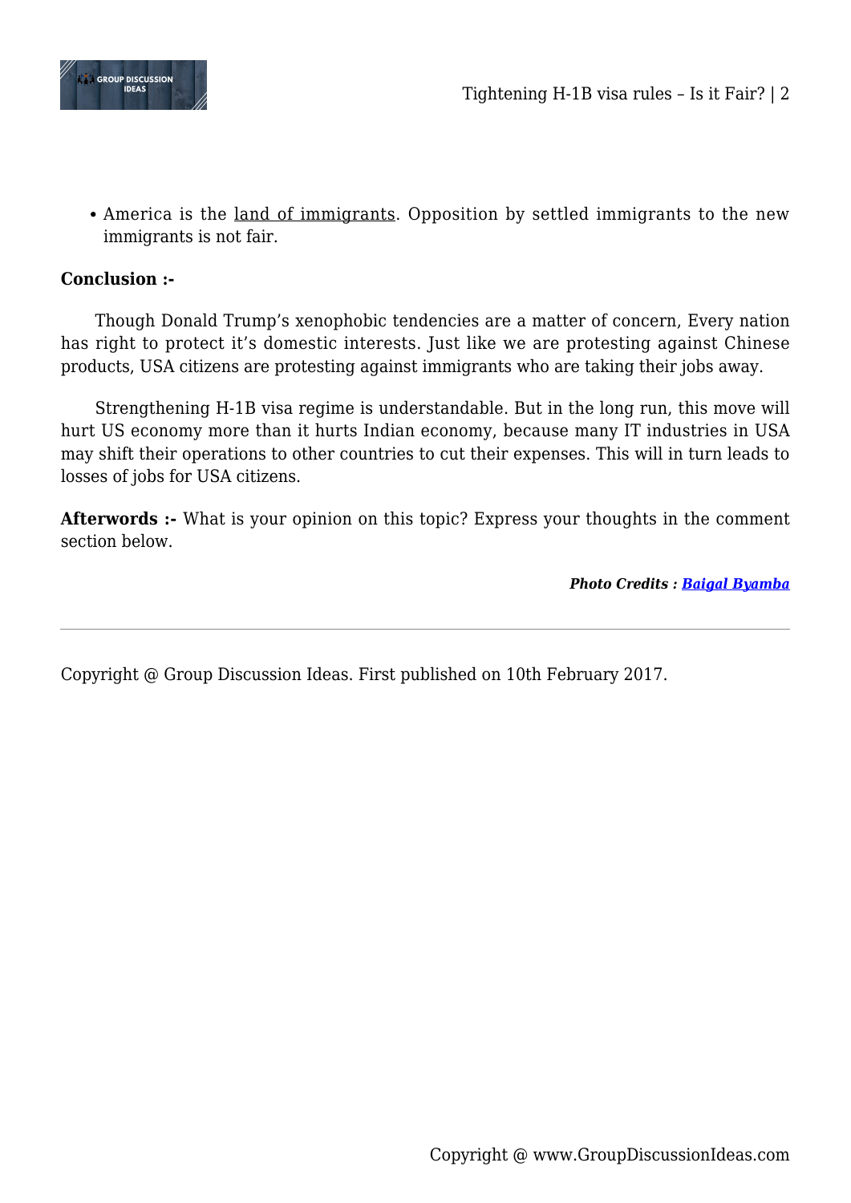- America is the land of immigrants. Opposition by settled immigrants to the new immigrants is not fair.

**Conclusion :-**

Though Donald Trump's xenophobic tendencies are a matter of concern, Every nation has right to protect it's domestic interests. Just like we are protesting against Chinese products, USA citizens are protesting against immigrants who are taking their jobs away.

Strengthening H-1B visa regime is understandable. But in the long run, this move will hurt US economy more than it hurts Indian economy, because many IT industries in USA may shift their operations to other countries to cut their expenses. This will in turn leads to losses of jobs for USA citizens.

**Afterwords :-** What is your opinion on this topic? Express your thoughts in the comment section below.

***Photo Credits : Baigal Byamba***

---

Copyright @ Group Discussion Ideas. First published on 10th February 2017.